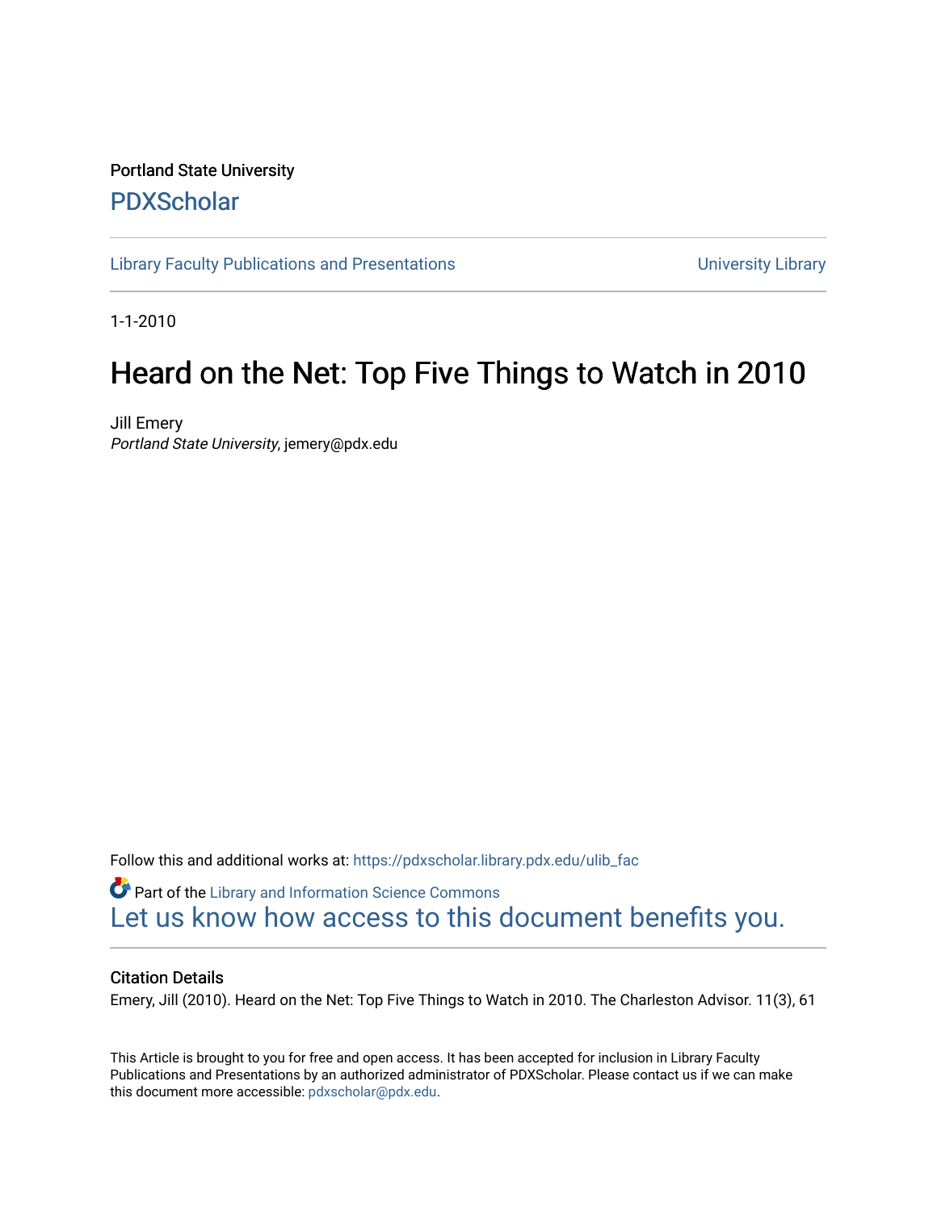Portland State University

# PDXScholar

Library Faculty Publications and Presentations

University Library

1-1-2010

# Heard on the Net: Top Five Things to Watch in 2010

Jill Emery

*Portland State University*, jemery@pdx.edu

Follow this and additional works at: https://pdxscholar.library.pdx.edu/ulib_fac

Part of the Library and Information Science Commons

Let us know how access to this document benefits you.

## Citation Details

Emery, Jill (2010). Heard on the Net: Top Five Things to Watch in 2010. The Charleston Advisor. 11(3), 61

This Article is brought to you for free and open access. It has been accepted for inclusion in Library Faculty Publications and Presentations by an authorized administrator of PDXScholar. Please contact us if we can make this document more accessible: pdxscholar@pdx.edu.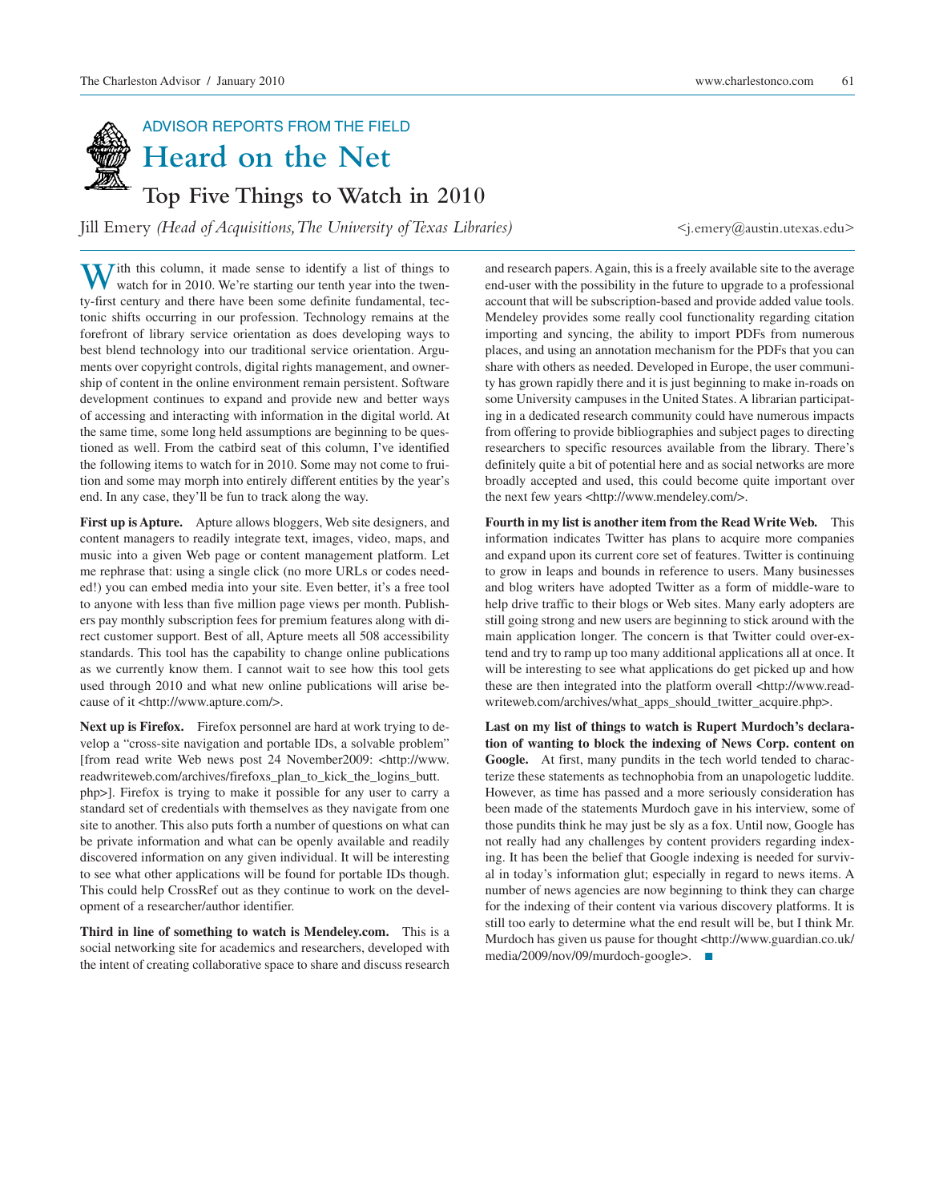ADVISOR REPORTS FROM THE FIELD

# Heard on the Net

## Top Five Things to Watch in 2010

Jill Emery *(Head of Acquisitions, The University of Texas Libraries)* <j.emery@austin.utexas.edu>

With this column, it made sense to identify a list of things to watch for in 2010. We're starting our tenth year into the twenty-first century and there have been some definite fundamental, tectonic shifts occurring in our profession. Technology remains at the forefront of library service orientation as does developing ways to best blend technology into our traditional service orientation. Arguments over copyright controls, digital rights management, and ownership of content in the online environment remain persistent. Software development continues to expand and provide new and better ways of accessing and interacting with information in the digital world. At the same time, some long held assumptions are beginning to be questioned as well. From the catbird seat of this column, I've identified the following items to watch for in 2010. Some may not come to fruition and some may morph into entirely different entities by the year's end. In any case, they'll be fun to track along the way.

**First up is Apture.** Apture allows bloggers, Web site designers, and content managers to readily integrate text, images, video, maps, and music into a given Web page or content management platform. Let me rephrase that: using a single click (no more URLs or codes needed!) you can embed media into your site. Even better, it's a free tool to anyone with less than five million page views per month. Publishers pay monthly subscription fees for premium features along with direct customer support. Best of all, Apture meets all 508 accessibility standards. This tool has the capability to change online publications as we currently know them. I cannot wait to see how this tool gets used through 2010 and what new online publications will arise because of it <http://www.apture.com/>.

**Next up is Firefox.** Firefox personnel are hard at work trying to develop a "cross-site navigation and portable IDs, a solvable problem" [from read write Web news post 24 November2009: <http://www.readwriteweb.com/archives/firefoxs_plan_to_kick_the_logins_butt.php>]. Firefox is trying to make it possible for any user to carry a standard set of credentials with themselves as they navigate from one site to another. This also puts forth a number of questions on what can be private information and what can be openly available and readily discovered information on any given individual. It will be interesting to see what other applications will be found for portable IDs though. This could help CrossRef out as they continue to work on the development of a researcher/author identifier.

**Third in line of something to watch is Mendeley.com.** This is a social networking site for academics and researchers, developed with the intent of creating collaborative space to share and discuss research and research papers. Again, this is a freely available site to the average end-user with the possibility in the future to upgrade to a professional account that will be subscription-based and provide added value tools. Mendeley provides some really cool functionality regarding citation importing and syncing, the ability to import PDFs from numerous places, and using an annotation mechanism for the PDFs that you can share with others as needed. Developed in Europe, the user community has grown rapidly there and it is just beginning to make in-roads on some University campuses in the United States. A librarian participating in a dedicated research community could have numerous impacts from offering to provide bibliographies and subject pages to directing researchers to specific resources available from the library. There's definitely quite a bit of potential here and as social networks are more broadly accepted and used, this could become quite important over the next few years <http://www.mendeley.com/>.

**Fourth in my list is another item from the Read Write Web.** This information indicates Twitter has plans to acquire more companies and expand upon its current core set of features. Twitter is continuing to grow in leaps and bounds in reference to users. Many businesses and blog writers have adopted Twitter as a form of middle-ware to help drive traffic to their blogs or Web sites. Many early adopters are still going strong and new users are beginning to stick around with the main application longer. The concern is that Twitter could over-extend and try to ramp up too many additional applications all at once. It will be interesting to see what applications do get picked up and how these are then integrated into the platform overall <http://www.readwriteweb.com/archives/what_apps_should_twitter_acquire.php>.

**Last on my list of things to watch is Rupert Murdoch's declaration of wanting to block the indexing of News Corp. content on Google.** At first, many pundits in the tech world tended to characterize these statements as technophobia from an unapologetic luddite. However, as time has passed and a more seriously consideration has been made of the statements Murdoch gave in his interview, some of those pundits think he may just be sly as a fox. Until now, Google has not really had any challenges by content providers regarding indexing. It has been the belief that Google indexing is needed for survival in today's information glut; especially in regard to news items. A number of news agencies are now beginning to think they can charge for the indexing of their content via various discovery platforms. It is still too early to determine what the end result will be, but I think Mr. Murdoch has given us pause for thought <http://www.guardian.co.uk/media/2009/nov/09/murdoch-google>.